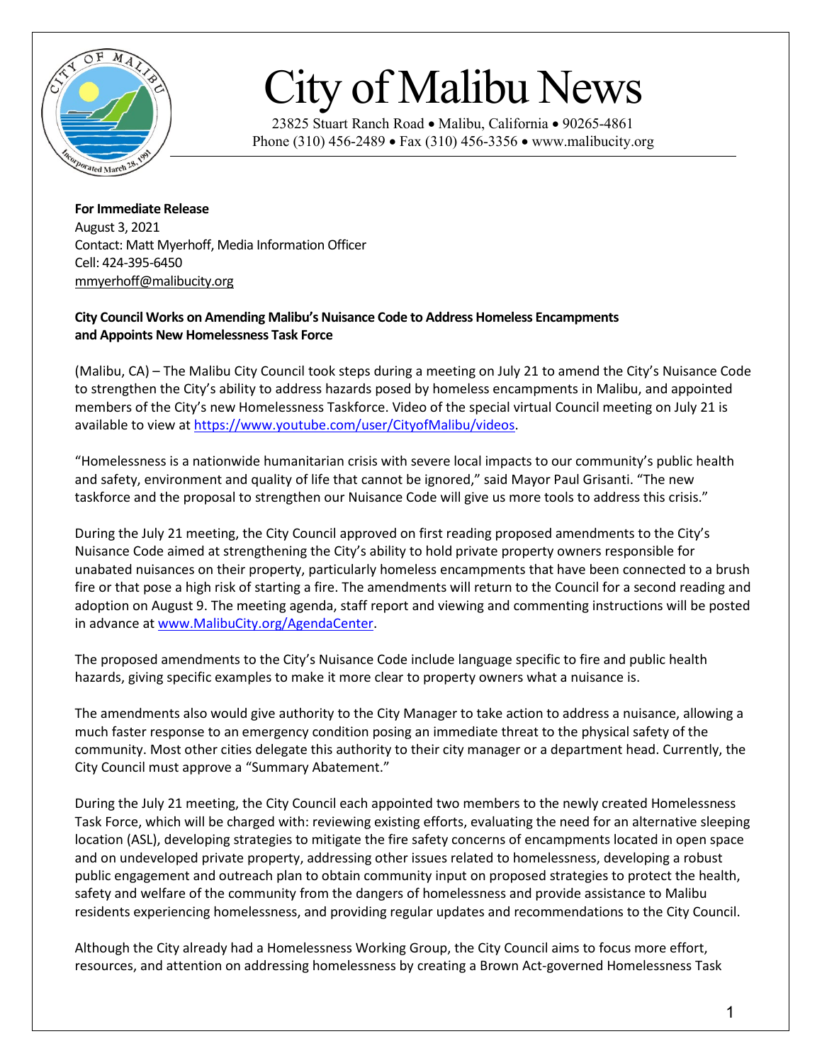# City of Malibu News

23825 Stuart Ranch Road • Malibu, California • 90265-4861
Phone (310) 456-2489 • Fax (310) 456-3356 • www.malibucity.org

**For Immediate Release**
August 3, 2021
Contact: Matt Myerhoff, Media Information Officer
Cell: 424-395-6450
mmyerhoff@malibucity.org

**City Council Works on Amending Malibu's Nuisance Code to Address Homeless Encampments and Appoints New Homelessness Task Force**

(Malibu, CA) – The Malibu City Council took steps during a meeting on July 21 to amend the City's Nuisance Code to strengthen the City's ability to address hazards posed by homeless encampments in Malibu, and appointed members of the City's new Homelessness Taskforce. Video of the special virtual Council meeting on July 21 is available to view at https://www.youtube.com/user/CityofMalibu/videos.

"Homelessness is a nationwide humanitarian crisis with severe local impacts to our community's public health and safety, environment and quality of life that cannot be ignored," said Mayor Paul Grisanti. "The new taskforce and the proposal to strengthen our Nuisance Code will give us more tools to address this crisis."

During the July 21 meeting, the City Council approved on first reading proposed amendments to the City's Nuisance Code aimed at strengthening the City's ability to hold private property owners responsible for unabated nuisances on their property, particularly homeless encampments that have been connected to a brush fire or that pose a high risk of starting a fire. The amendments will return to the Council for a second reading and adoption on August 9. The meeting agenda, staff report and viewing and commenting instructions will be posted in advance at www.MalibuCity.org/AgendaCenter.

The proposed amendments to the City's Nuisance Code include language specific to fire and public health hazards, giving specific examples to make it more clear to property owners what a nuisance is.

The amendments also would give authority to the City Manager to take action to address a nuisance, allowing a much faster response to an emergency condition posing an immediate threat to the physical safety of the community. Most other cities delegate this authority to their city manager or a department head. Currently, the City Council must approve a "Summary Abatement."

During the July 21 meeting, the City Council each appointed two members to the newly created Homelessness Task Force, which will be charged with: reviewing existing efforts, evaluating the need for an alternative sleeping location (ASL), developing strategies to mitigate the fire safety concerns of encampments located in open space and on undeveloped private property, addressing other issues related to homelessness, developing a robust public engagement and outreach plan to obtain community input on proposed strategies to protect the health, safety and welfare of the community from the dangers of homelessness and provide assistance to Malibu residents experiencing homelessness, and providing regular updates and recommendations to the City Council.

Although the City already had a Homelessness Working Group, the City Council aims to focus more effort, resources, and attention on addressing homelessness by creating a Brown Act-governed Homelessness Task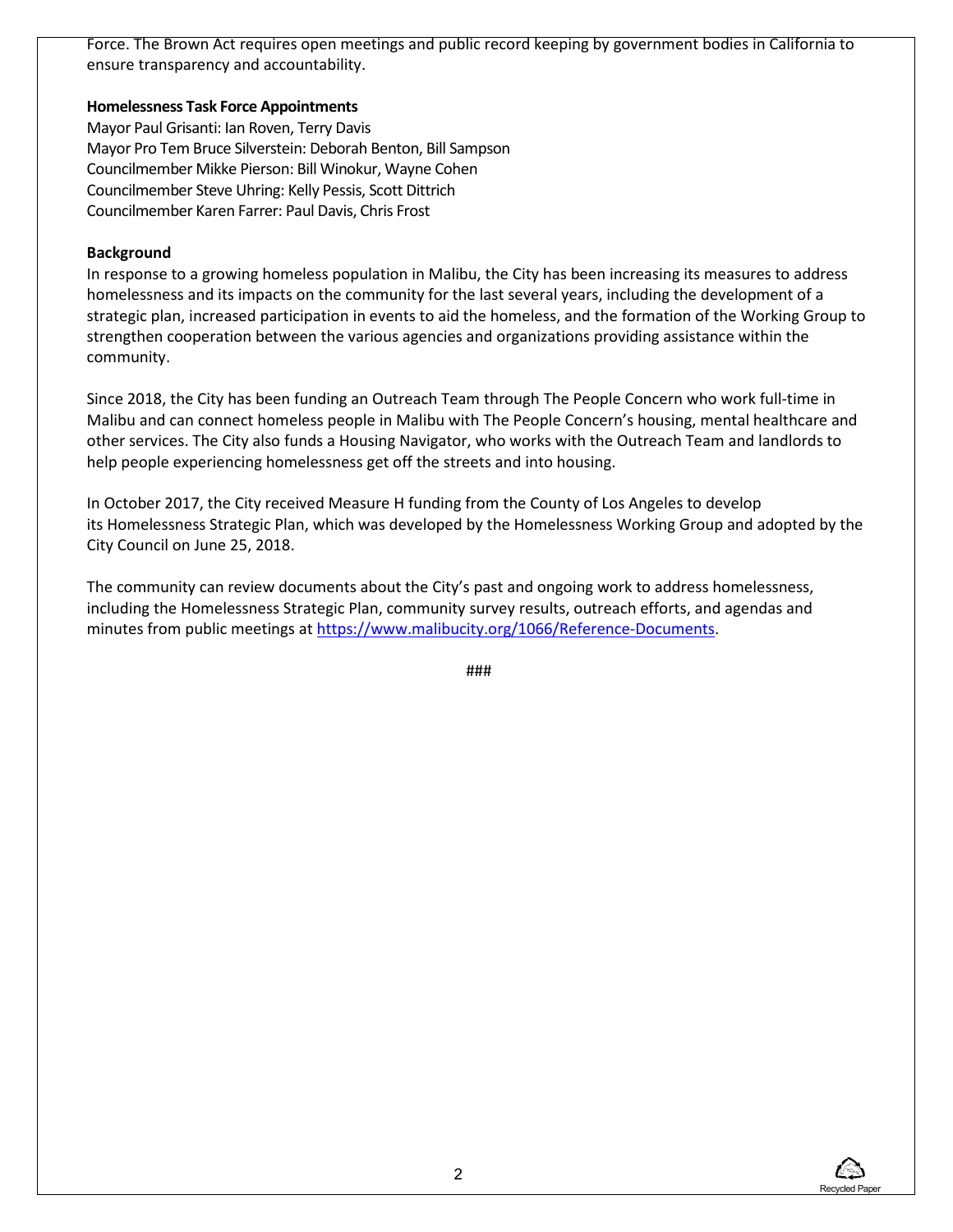Force. The Brown Act requires open meetings and public record keeping by government bodies in California to ensure transparency and accountability.

**Homelessness Task Force Appointments**

Mayor Paul Grisanti: Ian Roven, Terry Davis
Mayor Pro Tem Bruce Silverstein: Deborah Benton, Bill Sampson
Councilmember Mikke Pierson: Bill Winokur, Wayne Cohen
Councilmember Steve Uhring: Kelly Pessis, Scott Dittrich
Councilmember Karen Farrer: Paul Davis, Chris Frost

**Background**

In response to a growing homeless population in Malibu, the City has been increasing its measures to address homelessness and its impacts on the community for the last several years, including the development of a strategic plan, increased participation in events to aid the homeless, and the formation of the Working Group to strengthen cooperation between the various agencies and organizations providing assistance within the community.

Since 2018, the City has been funding an Outreach Team through The People Concern who work full-time in Malibu and can connect homeless people in Malibu with The People Concern's housing, mental healthcare and other services. The City also funds a Housing Navigator, who works with the Outreach Team and landlords to help people experiencing homelessness get off the streets and into housing.

In October 2017, the City received Measure H funding from the County of Los Angeles to develop its Homelessness Strategic Plan, which was developed by the Homelessness Working Group and adopted by the City Council on June 25, 2018.

The community can review documents about the City's past and ongoing work to address homelessness, including the Homelessness Strategic Plan, community survey results, outreach efforts, and agendas and minutes from public meetings at https://www.malibucity.org/1066/Reference-Documents.

###

Recycled Paper